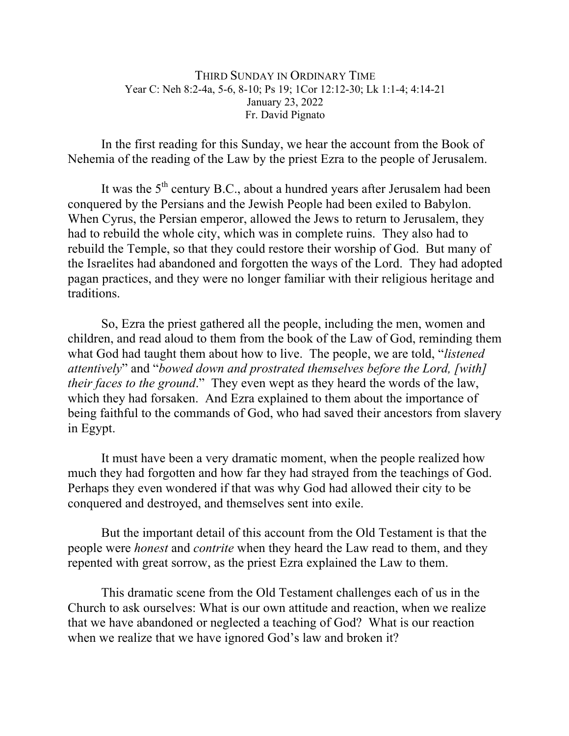THIRD SUNDAY IN ORDINARY TIME
Year C: Neh 8:2-4a, 5-6, 8-10; Ps 19; 1Cor 12:12-30; Lk 1:1-4; 4:14-21
January 23, 2022
Fr. David Pignato

In the first reading for this Sunday, we hear the account from the Book of Nehemia of the reading of the Law by the priest Ezra to the people of Jerusalem.

It was the 5th century B.C., about a hundred years after Jerusalem had been conquered by the Persians and the Jewish People had been exiled to Babylon. When Cyrus, the Persian emperor, allowed the Jews to return to Jerusalem, they had to rebuild the whole city, which was in complete ruins. They also had to rebuild the Temple, so that they could restore their worship of God. But many of the Israelites had abandoned and forgotten the ways of the Lord. They had adopted pagan practices, and they were no longer familiar with their religious heritage and traditions.

So, Ezra the priest gathered all the people, including the men, women and children, and read aloud to them from the book of the Law of God, reminding them what God had taught them about how to live. The people, we are told, "*listened attentively*" and "*bowed down and prostrated themselves before the Lord, [with] their faces to the ground*." They even wept as they heard the words of the law, which they had forsaken. And Ezra explained to them about the importance of being faithful to the commands of God, who had saved their ancestors from slavery in Egypt.

It must have been a very dramatic moment, when the people realized how much they had forgotten and how far they had strayed from the teachings of God. Perhaps they even wondered if that was why God had allowed their city to be conquered and destroyed, and themselves sent into exile.

But the important detail of this account from the Old Testament is that the people were *honest* and *contrite* when they heard the Law read to them, and they repented with great sorrow, as the priest Ezra explained the Law to them.

This dramatic scene from the Old Testament challenges each of us in the Church to ask ourselves: What is our own attitude and reaction, when we realize that we have abandoned or neglected a teaching of God? What is our reaction when we realize that we have ignored God's law and broken it?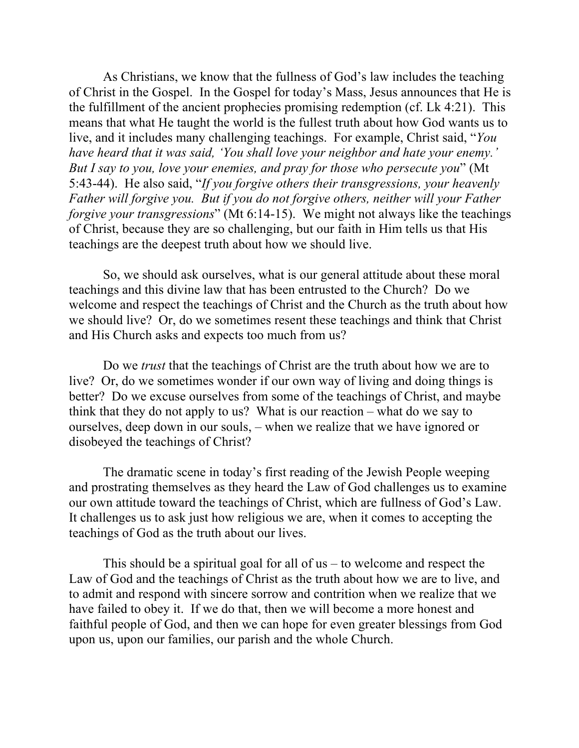As Christians, we know that the fullness of God's law includes the teaching of Christ in the Gospel. In the Gospel for today's Mass, Jesus announces that He is the fulfillment of the ancient prophecies promising redemption (cf. Lk 4:21). This means that what He taught the world is the fullest truth about how God wants us to live, and it includes many challenging teachings. For example, Christ said, "*You have heard that it was said, 'You shall love your neighbor and hate your enemy.' But I say to you, love your enemies, and pray for those who persecute you*" (Mt 5:43-44). He also said, "*If you forgive others their transgressions, your heavenly Father will forgive you. But if you do not forgive others, neither will your Father forgive your transgressions*" (Mt 6:14-15). We might not always like the teachings of Christ, because they are so challenging, but our faith in Him tells us that His teachings are the deepest truth about how we should live.

So, we should ask ourselves, what is our general attitude about these moral teachings and this divine law that has been entrusted to the Church? Do we welcome and respect the teachings of Christ and the Church as the truth about how we should live? Or, do we sometimes resent these teachings and think that Christ and His Church asks and expects too much from us?

Do we *trust* that the teachings of Christ are the truth about how we are to live? Or, do we sometimes wonder if our own way of living and doing things is better? Do we excuse ourselves from some of the teachings of Christ, and maybe think that they do not apply to us? What is our reaction – what do we say to ourselves, deep down in our souls, – when we realize that we have ignored or disobeyed the teachings of Christ?

The dramatic scene in today's first reading of the Jewish People weeping and prostrating themselves as they heard the Law of God challenges us to examine our own attitude toward the teachings of Christ, which are fullness of God's Law. It challenges us to ask just how religious we are, when it comes to accepting the teachings of God as the truth about our lives.

This should be a spiritual goal for all of us – to welcome and respect the Law of God and the teachings of Christ as the truth about how we are to live, and to admit and respond with sincere sorrow and contrition when we realize that we have failed to obey it. If we do that, then we will become a more honest and faithful people of God, and then we can hope for even greater blessings from God upon us, upon our families, our parish and the whole Church.